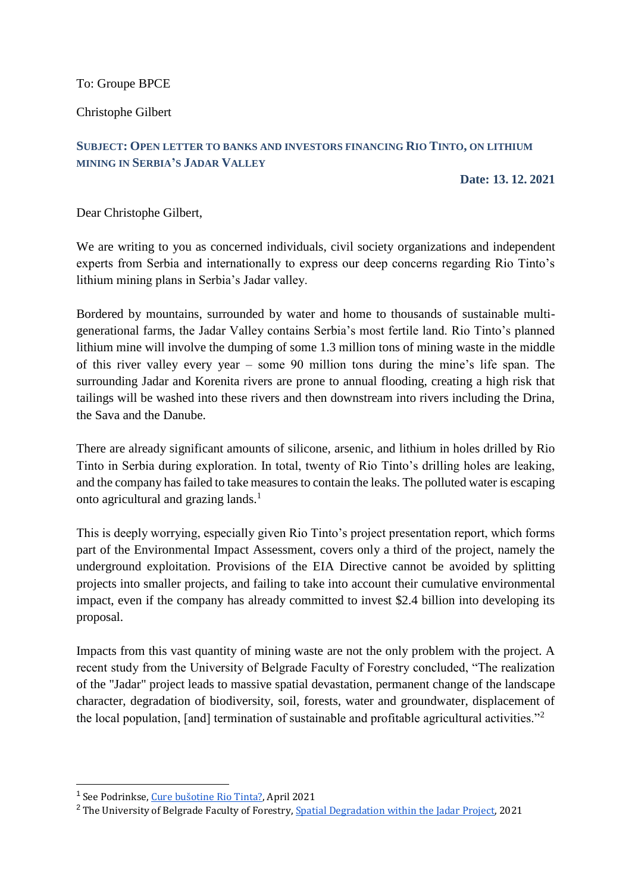To: Groupe BPCE

Christophe Gilbert

**SUBJECT: OPEN LETTER TO BANKS AND INVESTORS FINANCING RIO TINTO, ON LITHIUM MINING IN SERBIA'S JADAR VALLEY**

**Date: 13. 12. 2021**

Dear Christophe Gilbert,

We are writing to you as concerned individuals, civil society organizations and independent experts from Serbia and internationally to express our deep concerns regarding Rio Tinto's lithium mining plans in Serbia's Jadar valley.

Bordered by mountains, surrounded by water and home to thousands of sustainable multi-generational farms, the Jadar Valley contains Serbia's most fertile land. Rio Tinto's planned lithium mine will involve the dumping of some 1.3 million tons of mining waste in the middle of this river valley every year – some 90 million tons during the mine's life span. The surrounding Jadar and Korenita rivers are prone to annual flooding, creating a high risk that tailings will be washed into these rivers and then downstream into rivers including the Drina, the Sava and the Danube.

There are already significant amounts of silicone, arsenic, and lithium in holes drilled by Rio Tinto in Serbia during exploration. In total, twenty of Rio Tinto's drilling holes are leaking, and the company has failed to take measures to contain the leaks. The polluted water is escaping onto agricultural and grazing lands.[1]

This is deeply worrying, especially given Rio Tinto's project presentation report, which forms part of the Environmental Impact Assessment, covers only a third of the project, namely the underground exploitation. Provisions of the EIA Directive cannot be avoided by splitting projects into smaller projects, and failing to take into account their cumulative environmental impact, even if the company has already committed to invest $2.4 billion into developing its proposal.

Impacts from this vast quantity of mining waste are not the only problem with the project. A recent study from the University of Belgrade Faculty of Forestry concluded, "The realization of the "Jadar" project leads to massive spatial devastation, permanent change of the landscape character, degradation of biodiversity, soil, forests, water and groundwater, displacement of the local population, [and] termination of sustainable and profitable agricultural activities."[2]

---

[1] See Podrinkse, Cure bušotine Rio Tinta?, April 2021

[2] The University of Belgrade Faculty of Forestry, Spatial Degradation within the Jadar Project, 2021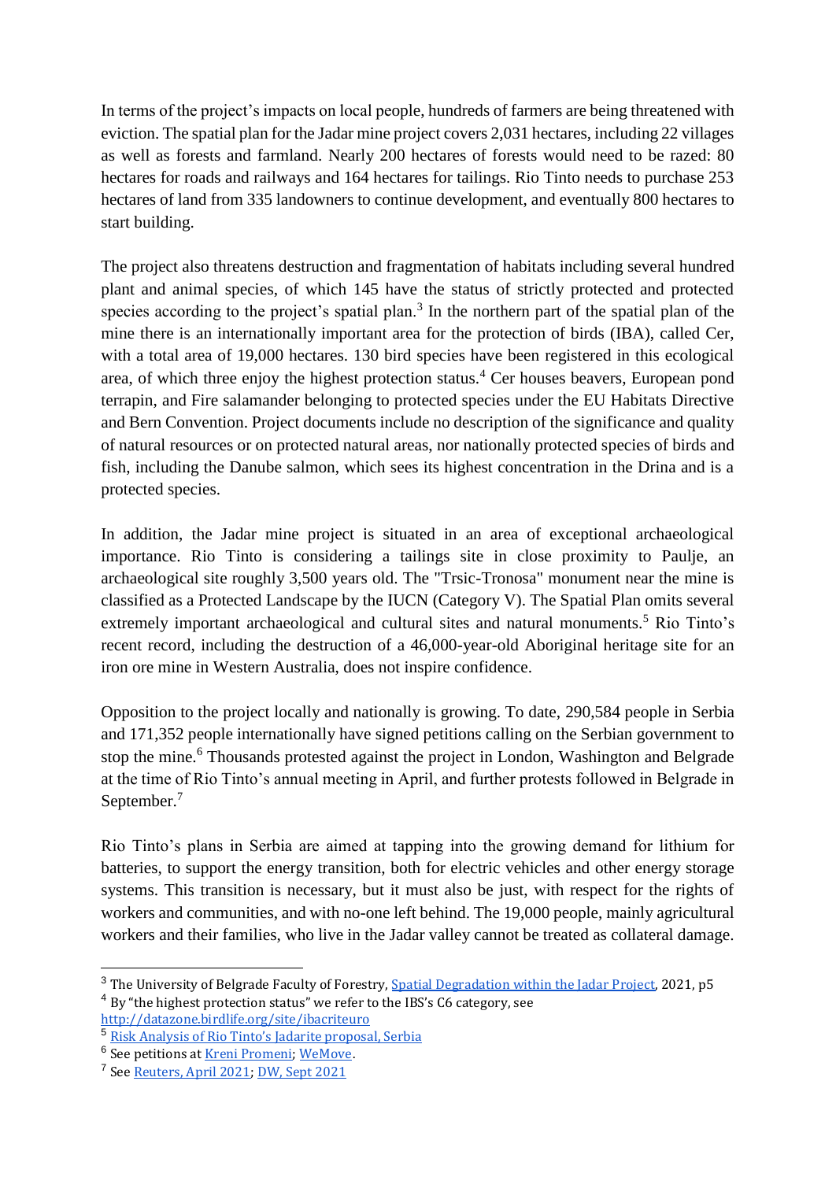In terms of the project's impacts on local people, hundreds of farmers are being threatened with eviction. The spatial plan for the Jadar mine project covers 2,031 hectares, including 22 villages as well as forests and farmland. Nearly 200 hectares of forests would need to be razed: 80 hectares for roads and railways and 164 hectares for tailings. Rio Tinto needs to purchase 253 hectares of land from 335 landowners to continue development, and eventually 800 hectares to start building.

The project also threatens destruction and fragmentation of habitats including several hundred plant and animal species, of which 145 have the status of strictly protected and protected species according to the project's spatial plan.[3] In the northern part of the spatial plan of the mine there is an internationally important area for the protection of birds (IBA), called Cer, with a total area of 19,000 hectares. 130 bird species have been registered in this ecological area, of which three enjoy the highest protection status.[4] Cer houses beavers, European pond terrapin, and Fire salamander belonging to protected species under the EU Habitats Directive and Bern Convention. Project documents include no description of the significance and quality of natural resources or on protected natural areas, nor nationally protected species of birds and fish, including the Danube salmon, which sees its highest concentration in the Drina and is a protected species.

In addition, the Jadar mine project is situated in an area of exceptional archaeological importance. Rio Tinto is considering a tailings site in close proximity to Paulje, an archaeological site roughly 3,500 years old. The "Trsic-Tronosa" monument near the mine is classified as a Protected Landscape by the IUCN (Category V). The Spatial Plan omits several extremely important archaeological and cultural sites and natural monuments.[5] Rio Tinto's recent record, including the destruction of a 46,000-year-old Aboriginal heritage site for an iron ore mine in Western Australia, does not inspire confidence.

Opposition to the project locally and nationally is growing. To date, 290,584 people in Serbia and 171,352 people internationally have signed petitions calling on the Serbian government to stop the mine.[6] Thousands protested against the project in London, Washington and Belgrade at the time of Rio Tinto's annual meeting in April, and further protests followed in Belgrade in September.[7]

Rio Tinto's plans in Serbia are aimed at tapping into the growing demand for lithium for batteries, to support the energy transition, both for electric vehicles and other energy storage systems. This transition is necessary, but it must also be just, with respect for the rights of workers and communities, and with no-one left behind. The 19,000 people, mainly agricultural workers and their families, who live in the Jadar valley cannot be treated as collateral damage.

---

[3] The University of Belgrade Faculty of Forestry, Spatial Degradation within the Jadar Project, 2021, p5

[4] By "the highest protection status" we refer to the IBS's C6 category, see http://datazone.birdlife.org/site/ibacriteuro

[5] Risk Analysis of Rio Tinto's Jadarite proposal, Serbia

[6] See petitions at Kreni Promeni; WeMove.

[7] See Reuters, April 2021; DW, Sept 2021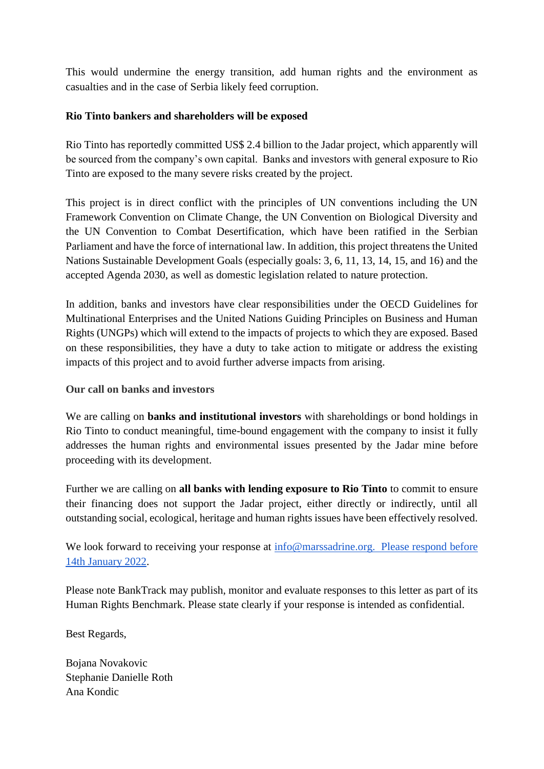This would undermine the energy transition, add human rights and the environment as casualties and in the case of Serbia likely feed corruption.

**Rio Tinto bankers and shareholders will be exposed**

Rio Tinto has reportedly committed US$ 2.4 billion to the Jadar project, which apparently will be sourced from the company's own capital. Banks and investors with general exposure to Rio Tinto are exposed to the many severe risks created by the project.

This project is in direct conflict with the principles of UN conventions including the UN Framework Convention on Climate Change, the UN Convention on Biological Diversity and the UN Convention to Combat Desertification, which have been ratified in the Serbian Parliament and have the force of international law. In addition, this project threatens the United Nations Sustainable Development Goals (especially goals: 3, 6, 11, 13, 14, 15, and 16) and the accepted Agenda 2030, as well as domestic legislation related to nature protection.

In addition, banks and investors have clear responsibilities under the OECD Guidelines for Multinational Enterprises and the United Nations Guiding Principles on Business and Human Rights (UNGPs) which will extend to the impacts of projects to which they are exposed. Based on these responsibilities, they have a duty to take action to mitigate or address the existing impacts of this project and to avoid further adverse impacts from arising.

**Our call on banks and investors**

We are calling on **banks and institutional investors** with shareholdings or bond holdings in Rio Tinto to conduct meaningful, time-bound engagement with the company to insist it fully addresses the human rights and environmental issues presented by the Jadar mine before proceeding with its development.

Further we are calling on **all banks with lending exposure to Rio Tinto** to commit to ensure their financing does not support the Jadar project, either directly or indirectly, until all outstanding social, ecological, heritage and human rights issues have been effectively resolved.

We look forward to receiving your response at info@marssadrine.org. Please respond before 14th January 2022.

Please note BankTrack may publish, monitor and evaluate responses to this letter as part of its Human Rights Benchmark. Please state clearly if your response is intended as confidential.

Best Regards,

Bojana Novakovic
Stephanie Danielle Roth
Ana Kondic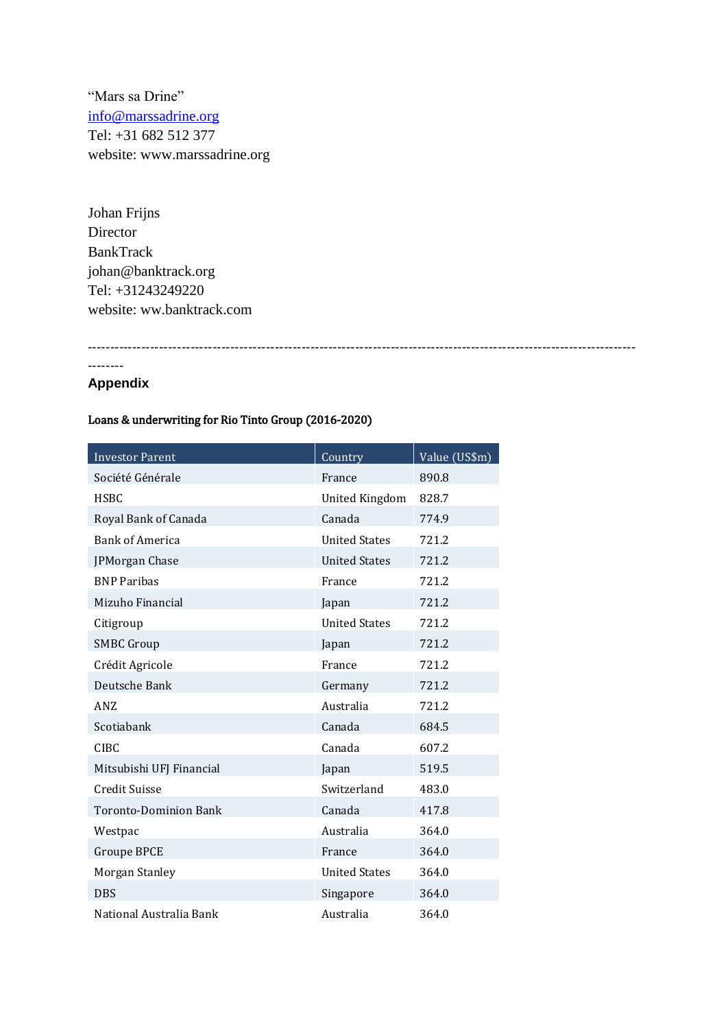“Mars sa Drine”
info@marssadrine.org
Tel: +31 682 512 377
website: www.marssadrine.org

Johan Frijns
Director
BankTrack
johan@banktrack.org
Tel: +31243249220
website: ww.banktrack.com

---

## Appendix

**Loans & underwriting for Rio Tinto Group (2016-2020)**

| Investor Parent | Country | Value (US$m) |
|---|---|---|
| Société Générale | France | 890.8 |
| HSBC | United Kingdom | 828.7 |
| Royal Bank of Canada | Canada | 774.9 |
| Bank of America | United States | 721.2 |
| JPMorgan Chase | United States | 721.2 |
| BNP Paribas | France | 721.2 |
| Mizuho Financial | Japan | 721.2 |
| Citigroup | United States | 721.2 |
| SMBC Group | Japan | 721.2 |
| Crédit Agricole | France | 721.2 |
| Deutsche Bank | Germany | 721.2 |
| ANZ | Australia | 721.2 |
| Scotiabank | Canada | 684.5 |
| CIBC | Canada | 607.2 |
| Mitsubishi UFJ Financial | Japan | 519.5 |
| Credit Suisse | Switzerland | 483.0 |
| Toronto-Dominion Bank | Canada | 417.8 |
| Westpac | Australia | 364.0 |
| Groupe BPCE | France | 364.0 |
| Morgan Stanley | United States | 364.0 |
| DBS | Singapore | 364.0 |
| National Australia Bank | Australia | 364.0 |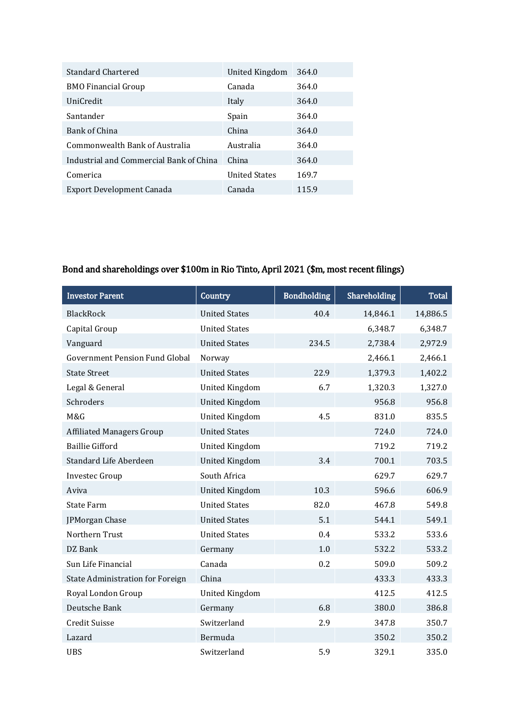| | | |
|---|---|---|
| Standard Chartered | United Kingdom | 364.0 |
| BMO Financial Group | Canada | 364.0 |
| UniCredit | Italy | 364.0 |
| Santander | Spain | 364.0 |
| Bank of China | China | 364.0 |
| Commonwealth Bank of Australia | Australia | 364.0 |
| Industrial and Commercial Bank of China | China | 364.0 |
| Comerica | United States | 169.7 |
| Export Development Canada | Canada | 115.9 |

**Bond and shareholdings over $100m in Rio Tinto, April 2021 ($m, most recent filings)**

| Investor Parent | Country | Bondholding | Shareholding | Total |
|---|---|---|---|---|
| BlackRock | United States | 40.4 | 14,846.1 | 14,886.5 |
| Capital Group | United States | | 6,348.7 | 6,348.7 |
| Vanguard | United States | 234.5 | 2,738.4 | 2,972.9 |
| Government Pension Fund Global | Norway | | 2,466.1 | 2,466.1 |
| State Street | United States | 22.9 | 1,379.3 | 1,402.2 |
| Legal & General | United Kingdom | 6.7 | 1,320.3 | 1,327.0 |
| Schroders | United Kingdom | | 956.8 | 956.8 |
| M&G | United Kingdom | 4.5 | 831.0 | 835.5 |
| Affiliated Managers Group | United States | | 724.0 | 724.0 |
| Baillie Gifford | United Kingdom | | 719.2 | 719.2 |
| Standard Life Aberdeen | United Kingdom | 3.4 | 700.1 | 703.5 |
| Investec Group | South Africa | | 629.7 | 629.7 |
| Aviva | United Kingdom | 10.3 | 596.6 | 606.9 |
| State Farm | United States | 82.0 | 467.8 | 549.8 |
| JPMorgan Chase | United States | 5.1 | 544.1 | 549.1 |
| Northern Trust | United States | 0.4 | 533.2 | 533.6 |
| DZ Bank | Germany | 1.0 | 532.2 | 533.2 |
| Sun Life Financial | Canada | 0.2 | 509.0 | 509.2 |
| State Administration for Foreign | China | | 433.3 | 433.3 |
| Royal London Group | United Kingdom | | 412.5 | 412.5 |
| Deutsche Bank | Germany | 6.8 | 380.0 | 386.8 |
| Credit Suisse | Switzerland | 2.9 | 347.8 | 350.7 |
| Lazard | Bermuda | | 350.2 | 350.2 |
| UBS | Switzerland | 5.9 | 329.1 | 335.0 |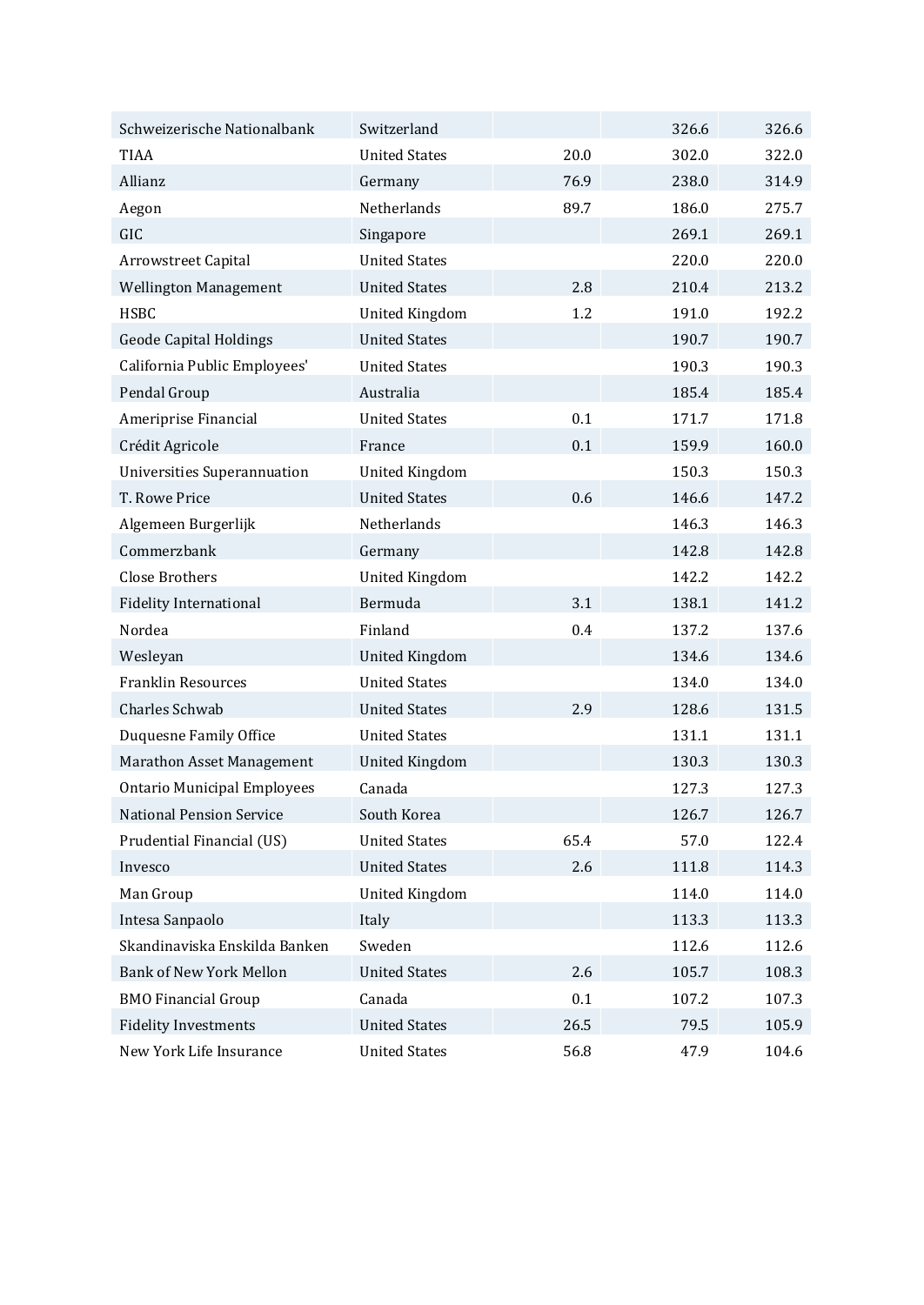| | | | | |
|---|---|---|---|---|
| Schweizerische Nationalbank | Switzerland | | 326.6 | 326.6 |
| TIAA | United States | 20.0 | 302.0 | 322.0 |
| Allianz | Germany | 76.9 | 238.0 | 314.9 |
| Aegon | Netherlands | 89.7 | 186.0 | 275.7 |
| GIC | Singapore | | 269.1 | 269.1 |
| Arrowstreet Capital | United States | | 220.0 | 220.0 |
| Wellington Management | United States | 2.8 | 210.4 | 213.2 |
| HSBC | United Kingdom | 1.2 | 191.0 | 192.2 |
| Geode Capital Holdings | United States | | 190.7 | 190.7 |
| California Public Employees' | United States | | 190.3 | 190.3 |
| Pendal Group | Australia | | 185.4 | 185.4 |
| Ameriprise Financial | United States | 0.1 | 171.7 | 171.8 |
| Crédit Agricole | France | 0.1 | 159.9 | 160.0 |
| Universities Superannuation | United Kingdom | | 150.3 | 150.3 |
| T. Rowe Price | United States | 0.6 | 146.6 | 147.2 |
| Algemeen Burgerlijk | Netherlands | | 146.3 | 146.3 |
| Commerzbank | Germany | | 142.8 | 142.8 |
| Close Brothers | United Kingdom | | 142.2 | 142.2 |
| Fidelity International | Bermuda | 3.1 | 138.1 | 141.2 |
| Nordea | Finland | 0.4 | 137.2 | 137.6 |
| Wesleyan | United Kingdom | | 134.6 | 134.6 |
| Franklin Resources | United States | | 134.0 | 134.0 |
| Charles Schwab | United States | 2.9 | 128.6 | 131.5 |
| Duquesne Family Office | United States | | 131.1 | 131.1 |
| Marathon Asset Management | United Kingdom | | 130.3 | 130.3 |
| Ontario Municipal Employees | Canada | | 127.3 | 127.3 |
| National Pension Service | South Korea | | 126.7 | 126.7 |
| Prudential Financial (US) | United States | 65.4 | 57.0 | 122.4 |
| Invesco | United States | 2.6 | 111.8 | 114.3 |
| Man Group | United Kingdom | | 114.0 | 114.0 |
| Intesa Sanpaolo | Italy | | 113.3 | 113.3 |
| Skandinaviska Enskilda Banken | Sweden | | 112.6 | 112.6 |
| Bank of New York Mellon | United States | 2.6 | 105.7 | 108.3 |
| BMO Financial Group | Canada | 0.1 | 107.2 | 107.3 |
| Fidelity Investments | United States | 26.5 | 79.5 | 105.9 |
| New York Life Insurance | United States | 56.8 | 47.9 | 104.6 |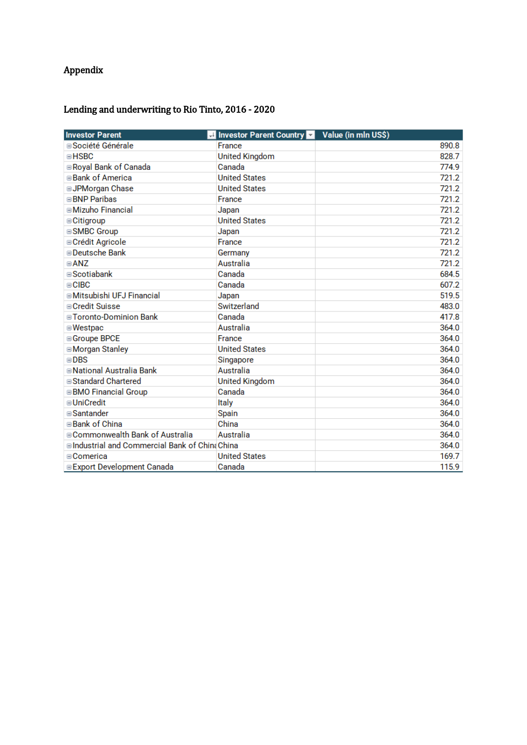# Appendix

## Lending and underwriting to Rio Tinto, 2016 - 2020

| Investor Parent | Investor Parent Country | Value (in mln US$) |
|---|---|---|
| Société Générale | France | 890.8 |
| HSBC | United Kingdom | 828.7 |
| Royal Bank of Canada | Canada | 774.9 |
| Bank of America | United States | 721.2 |
| JPMorgan Chase | United States | 721.2 |
| BNP Paribas | France | 721.2 |
| Mizuho Financial | Japan | 721.2 |
| Citigroup | United States | 721.2 |
| SMBC Group | Japan | 721.2 |
| Crédit Agricole | France | 721.2 |
| Deutsche Bank | Germany | 721.2 |
| ANZ | Australia | 721.2 |
| Scotiabank | Canada | 684.5 |
| CIBC | Canada | 607.2 |
| Mitsubishi UFJ Financial | Japan | 519.5 |
| Credit Suisse | Switzerland | 483.0 |
| Toronto-Dominion Bank | Canada | 417.8 |
| Westpac | Australia | 364.0 |
| Groupe BPCE | France | 364.0 |
| Morgan Stanley | United States | 364.0 |
| DBS | Singapore | 364.0 |
| National Australia Bank | Australia | 364.0 |
| Standard Chartered | United Kingdom | 364.0 |
| BMO Financial Group | Canada | 364.0 |
| UniCredit | Italy | 364.0 |
| Santander | Spain | 364.0 |
| Bank of China | China | 364.0 |
| Commonwealth Bank of Australia | Australia | 364.0 |
| Industrial and Commercial Bank of Chin | China | 364.0 |
| Comerica | United States | 169.7 |
| Export Development Canada | Canada | 115.9 |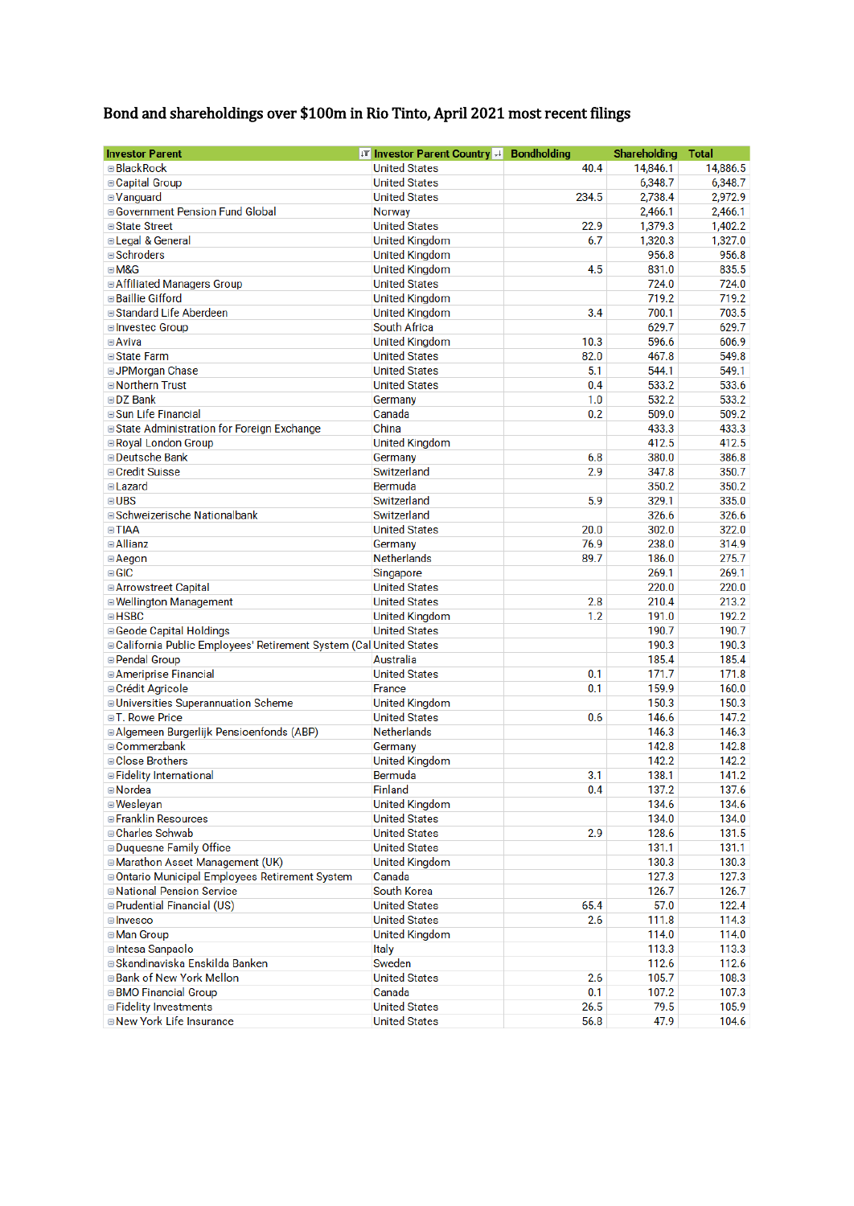# Bond and shareholdings over $100m in Rio Tinto, April 2021 most recent filings

| Investor Parent | Investor Parent Country | Bondholding | Shareholding | Total |
|---|---|---|---|---|
| BlackRock | United States | 40.4 | 14,846.1 | 14,886.5 |
| Capital Group | United States | | 6,348.7 | 6,348.7 |
| Vanguard | United States | 234.5 | 2,738.4 | 2,972.9 |
| Government Pension Fund Global | Norway | | 2,466.1 | 2,466.1 |
| State Street | United States | 22.9 | 1,379.3 | 1,402.2 |
| Legal & General | United Kingdom | 6.7 | 1,320.3 | 1,327.0 |
| Schroders | United Kingdom | | 956.8 | 956.8 |
| M&G | United Kingdom | 4.5 | 831.0 | 835.5 |
| Affiliated Managers Group | United States | | 724.0 | 724.0 |
| Baillie Gifford | United Kingdom | | 719.2 | 719.2 |
| Standard Life Aberdeen | United Kingdom | 3.4 | 700.1 | 703.5 |
| Investec Group | South Africa | | 629.7 | 629.7 |
| Aviva | United Kingdom | 10.3 | 596.6 | 606.9 |
| State Farm | United States | 82.0 | 467.8 | 549.8 |
| JPMorgan Chase | United States | 5.1 | 544.1 | 549.1 |
| Northern Trust | United States | 0.4 | 533.2 | 533.6 |
| DZ Bank | Germany | 1.0 | 532.2 | 533.2 |
| Sun Life Financial | Canada | 0.2 | 509.0 | 509.2 |
| State Administration for Foreign Exchange | China | | 433.3 | 433.3 |
| Royal London Group | United Kingdom | | 412.5 | 412.5 |
| Deutsche Bank | Germany | 6.8 | 380.0 | 386.8 |
| Credit Suisse | Switzerland | 2.9 | 347.8 | 350.7 |
| Lazard | Bermuda | | 350.2 | 350.2 |
| UBS | Switzerland | 5.9 | 329.1 | 335.0 |
| Schweizerische Nationalbank | Switzerland | | 326.6 | 326.6 |
| TIAA | United States | 20.0 | 302.0 | 322.0 |
| Allianz | Germany | 76.9 | 238.0 | 314.9 |
| Aegon | Netherlands | 89.7 | 186.0 | 275.7 |
| GIC | Singapore | | 269.1 | 269.1 |
| Arrowstreet Capital | United States | | 220.0 | 220.0 |
| Wellington Management | United States | 2.8 | 210.4 | 213.2 |
| HSBC | United Kingdom | 1.2 | 191.0 | 192.2 |
| Geode Capital Holdings | United States | | 190.7 | 190.7 |
| California Public Employees' Retirement System (Cal | United States | | 190.3 | 190.3 |
| Pendal Group | Australia | | 185.4 | 185.4 |
| Ameriprise Financial | United States | 0.1 | 171.7 | 171.8 |
| Crédit Agricole | France | 0.1 | 159.9 | 160.0 |
| Universities Superannuation Scheme | United Kingdom | | 150.3 | 150.3 |
| T. Rowe Price | United States | 0.6 | 146.6 | 147.2 |
| Algemeen Burgerlijk Pensioenfonds (ABP) | Netherlands | | 146.3 | 146.3 |
| Commerzbank | Germany | | 142.8 | 142.8 |
| Close Brothers | United Kingdom | | 142.2 | 142.2 |
| Fidelity International | Bermuda | 3.1 | 138.1 | 141.2 |
| Nordea | Finland | 0.4 | 137.2 | 137.6 |
| Wesleyan | United Kingdom | | 134.6 | 134.6 |
| Franklin Resources | United States | | 134.0 | 134.0 |
| Charles Schwab | United States | 2.9 | 128.6 | 131.5 |
| Duquesne Family Office | United States | | 131.1 | 131.1 |
| Marathon Asset Management (UK) | United Kingdom | | 130.3 | 130.3 |
| Ontario Municipal Employees Retirement System | Canada | | 127.3 | 127.3 |
| National Pension Service | South Korea | | 126.7 | 126.7 |
| Prudential Financial (US) | United States | 65.4 | 57.0 | 122.4 |
| Invesco | United States | 2.6 | 111.8 | 114.3 |
| Man Group | United Kingdom | | 114.0 | 114.0 |
| Intesa Sanpaolo | Italy | | 113.3 | 113.3 |
| Skandinaviska Enskilda Banken | Sweden | | 112.6 | 112.6 |
| Bank of New York Mellon | United States | 2.6 | 105.7 | 108.3 |
| BMO Financial Group | Canada | 0.1 | 107.2 | 107.3 |
| Fidelity Investments | United States | 26.5 | 79.5 | 105.9 |
| New York Life Insurance | United States | 56.8 | 47.9 | 104.6 |